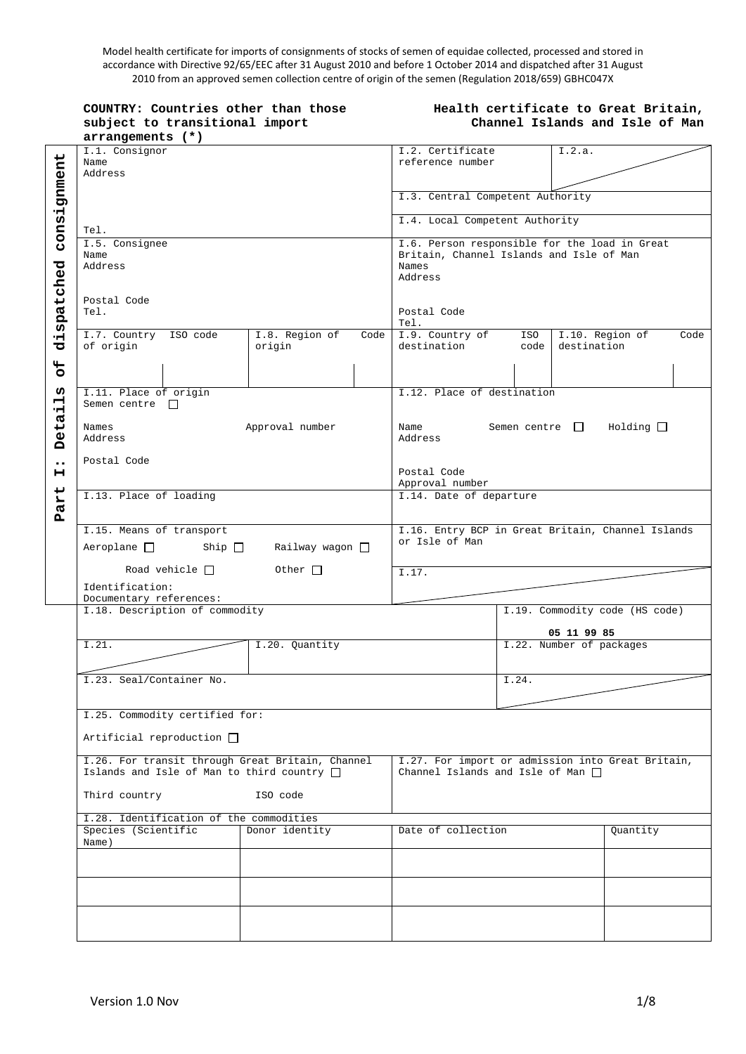Model health certificate for imports of consignments of stocks of semen of equidae collected, processed and stored in accordance with Directive 92/65/EEC after 31 August 2010 and before 1 October 2014 and dispatched after 31 August 2010 from an approved semen collection centre of origin of the semen (Regulation 2018/659) GBHC047X

**COUNTRY: Countries other than those subject to transitional import arrangements (*)**

**Health certificate to Great Britain, Channel Islands and Isle of Man**

**Part I: Details of dispatched consignment**

| | |
|---|---|
| I.1. Consignor<br>Name<br>Address<br><br>Tel. | I.2. Certificate reference number — I.2.a.<br><br>I.3. Central Competent Authority<br><br>I.4. Local Competent Authority |
| I.5. Consignee<br>Name<br>Address<br><br>Postal Code<br>Tel. | I.6. Person responsible for the load in Great Britain, Channel Islands and Isle of Man<br>Names<br>Address<br><br>Postal Code<br>Tel. |
| I.7. Country of origin — ISO code<br>I.8. Region of origin — Code | I.9. Country of destination — ISO code<br>I.10. Region of destination — Code |
| I.11. Place of origin<br>Semen centre ☐<br><br>Names — Approval number<br>Address<br><br>Postal Code | I.12. Place of destination<br><br>Name — Semen centre ☐ Holding ☐<br>Address<br><br>Postal Code<br>Approval number |
| I.13. Place of loading | I.14. Date of departure |
| I.15. Means of transport<br>Aeroplane ☐ Ship ☐ Railway wagon ☐<br>Road vehicle ☐ Other ☐<br>Identification:<br>Documentary references: | I.16. Entry BCP in Great Britain, Channel Islands or Isle of Man<br><br>I.17. |
| I.18. Description of commodity | I.19. Commodity code (HS code)<br>05 11 99 85 |
| I.21. / I.20. Quantity | I.22. Number of packages |
| I.23. Seal/Container No. | I.24. |
| I.25. Commodity certified for:<br>Artificial reproduction ☐ | |
| I.26. For transit through Great Britain, Channel Islands and Isle of Man to third country ☐<br><br>Third country — ISO code | I.27. For import or admission into Great Britain, Channel Islands and Isle of Man ☐ |

I.28. Identification of the commodities

| Species (Scientific Name) | Donor identity | Date of collection | Quantity |
|---|---|---|---|
| | | | |
| | | | |
| | | | |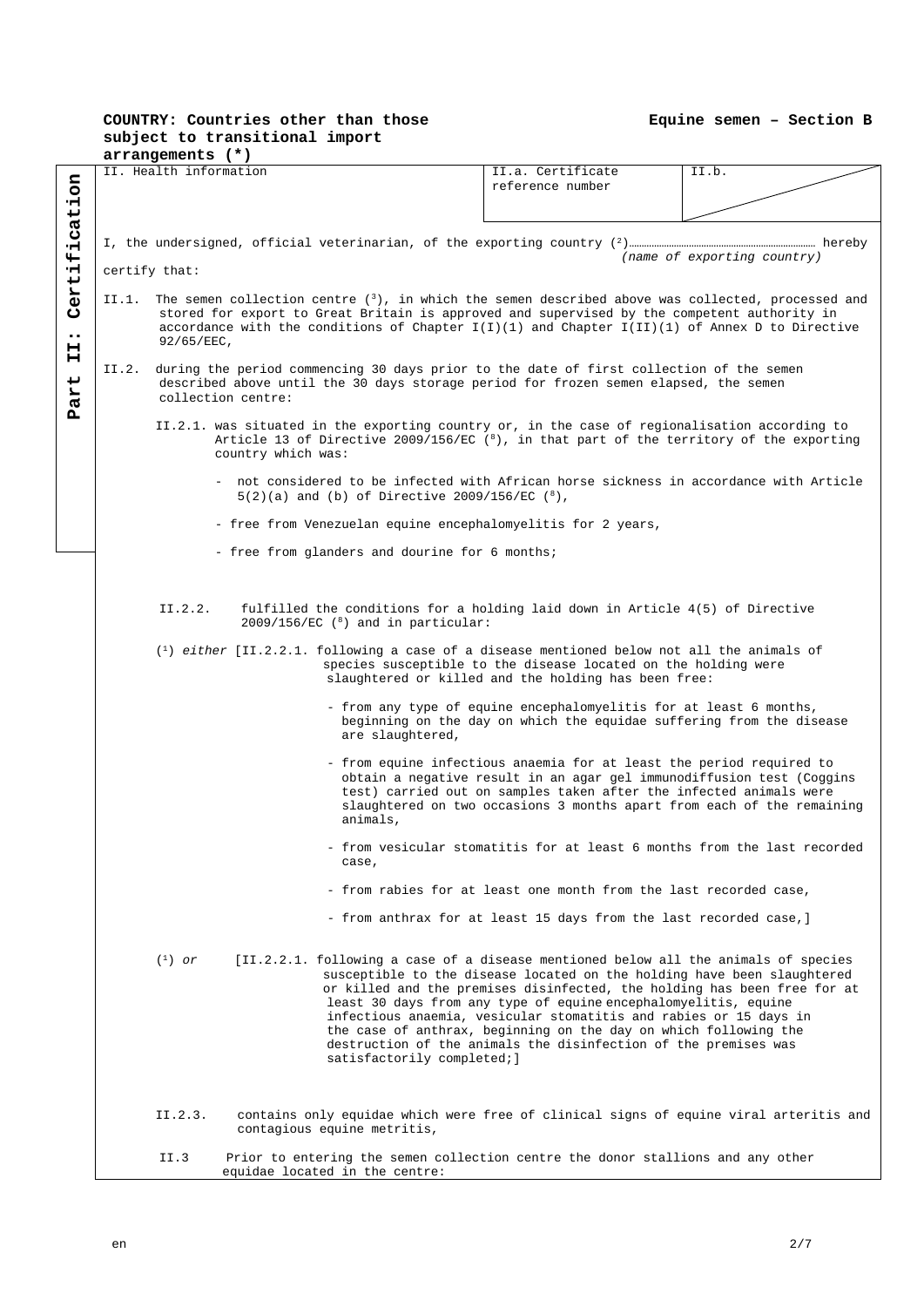**COUNTRY: Countries other than those subject to transitional import arrangements (*)**

**Equine semen – Section B**

**Part II: Certification**

| II. Health information | II.a. Certificate reference number | II.b. |
|---|---|---|

I, the undersigned, official veterinarian, of the exporting country ([2])…………………………………………… hereby certify that:

*(name of exporting country)*

II.1. The semen collection centre ([3]), in which the semen described above was collected, processed and stored for export to Great Britain is approved and supervised by the competent authority in accordance with the conditions of Chapter I(I)(1) and Chapter I(II)(1) of Annex D to Directive 92/65/EEC,

II.2. during the period commencing 30 days prior to the date of first collection of the semen described above until the 30 days storage period for frozen semen elapsed, the semen collection centre:

II.2.1. was situated in the exporting country or, in the case of regionalisation according to Article 13 of Directive 2009/156/EC ([8]), in that part of the territory of the exporting country which was:

- not considered to be infected with African horse sickness in accordance with Article 5(2)(a) and (b) of Directive 2009/156/EC ([8]),
- free from Venezuelan equine encephalomyelitis for 2 years,
- free from glanders and dourine for 6 months;

II.2.2. fulfilled the conditions for a holding laid down in Article 4(5) of Directive 2009/156/EC ([8]) and in particular:

([1]) *either* [II.2.2.1. following a case of a disease mentioned below not all the animals of species susceptible to the disease located on the holding were slaughtered or killed and the holding has been free:

- from any type of equine encephalomyelitis for at least 6 months, beginning on the day on which the equidae suffering from the disease are slaughtered,
- from equine infectious anaemia for at least the period required to obtain a negative result in an agar gel immunodiffusion test (Coggins test) carried out on samples taken after the infected animals were slaughtered on two occasions 3 months apart from each of the remaining animals,
- from vesicular stomatitis for at least 6 months from the last recorded case,
- from rabies for at least one month from the last recorded case,
- from anthrax for at least 15 days from the last recorded case,]

([1]) *or* [II.2.2.1. following a case of a disease mentioned below all the animals of species susceptible to the disease located on the holding have been slaughtered or killed and the premises disinfected, the holding has been free for at least 30 days from any type of equine encephalomyelitis, equine infectious anaemia, vesicular stomatitis and rabies or 15 days in the case of anthrax, beginning on the day on which following the destruction of the animals the disinfection of the premises was satisfactorily completed;]

II.2.3. contains only equidae which were free of clinical signs of equine viral arteritis and contagious equine metritis,

II.3 Prior to entering the semen collection centre the donor stallions and any other equidae located in the centre: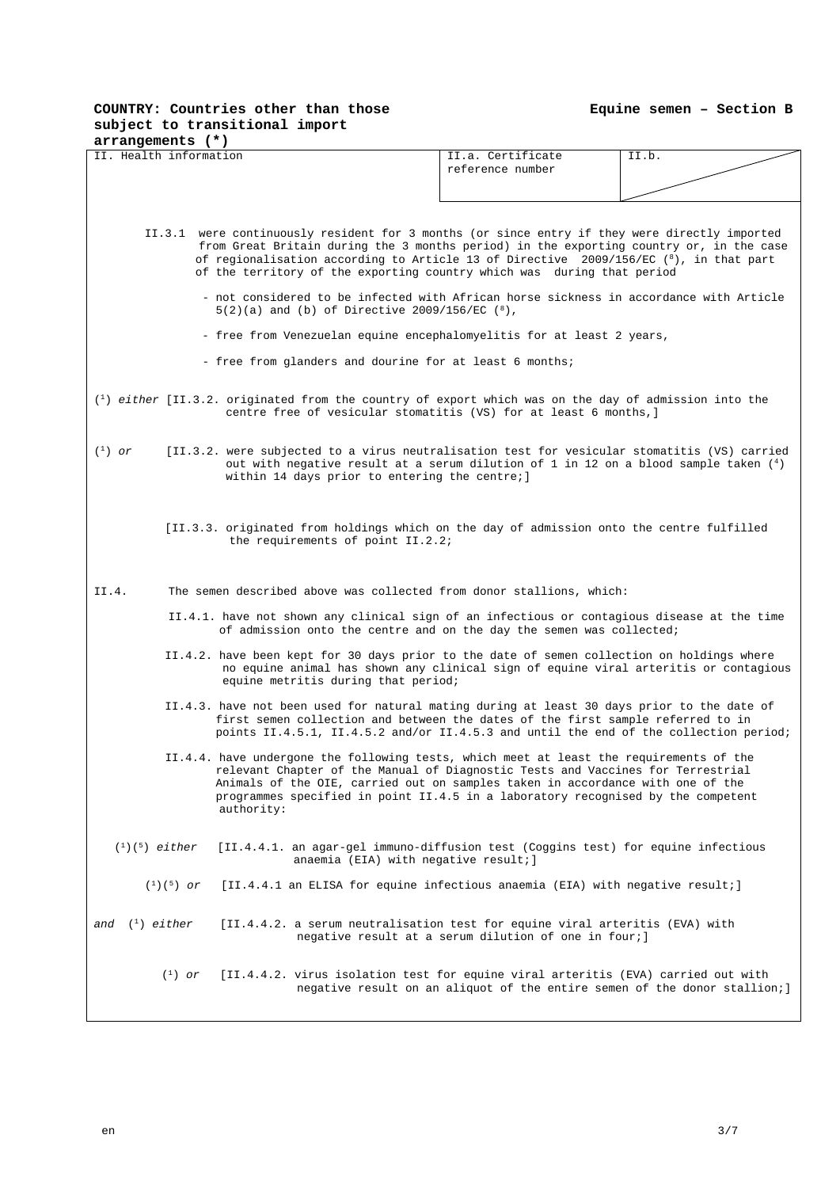**COUNTRY: Countries other than those subject to transitional import arrangements (*)**

**Equine semen – Section B**

| II. Health information | II.a. Certificate reference number | II.b. |
| --- | --- | --- |

II.3.1 were continuously resident for 3 months (or since entry if they were directly imported from Great Britain during the 3 months period) in the exporting country or, in the case of regionalisation according to Article 13 of Directive 2009/156/EC (8), in that part of the territory of the exporting country which was during that period

- not considered to be infected with African horse sickness in accordance with Article 5(2)(a) and (b) of Directive 2009/156/EC (8),
- free from Venezuelan equine encephalomyelitis for at least 2 years,
- free from glanders and dourine for at least 6 months;

(1) *either* [II.3.2. originated from the country of export which was on the day of admission into the centre free of vesicular stomatitis (VS) for at least 6 months,]

(1) *or* [II.3.2. were subjected to a virus neutralisation test for vesicular stomatitis (VS) carried out with negative result at a serum dilution of 1 in 12 on a blood sample taken (4) within 14 days prior to entering the centre;]

[II.3.3. originated from holdings which on the day of admission onto the centre fulfilled the requirements of point II.2.2;

II.4. The semen described above was collected from donor stallions, which:

II.4.1. have not shown any clinical sign of an infectious or contagious disease at the time of admission onto the centre and on the day the semen was collected;

II.4.2. have been kept for 30 days prior to the date of semen collection on holdings where no equine animal has shown any clinical sign of equine viral arteritis or contagious equine metritis during that period;

II.4.3. have not been used for natural mating during at least 30 days prior to the date of first semen collection and between the dates of the first sample referred to in points II.4.5.1, II.4.5.2 and/or II.4.5.3 and until the end of the collection period;

II.4.4. have undergone the following tests, which meet at least the requirements of the relevant Chapter of the Manual of Diagnostic Tests and Vaccines for Terrestrial Animals of the OIE, carried out on samples taken in accordance with one of the programmes specified in point II.4.5 in a laboratory recognised by the competent authority:

(1)(5) *either* [II.4.4.1. an agar-gel immuno-diffusion test (Coggins test) for equine infectious anaemia (EIA) with negative result;]

(1)(5) *or* [II.4.4.1 an ELISA for equine infectious anaemia (EIA) with negative result;]

*and* (1) *either* [II.4.4.2. a serum neutralisation test for equine viral arteritis (EVA) with negative result at a serum dilution of one in four;]

(1) *or* [II.4.4.2. virus isolation test for equine viral arteritis (EVA) carried out with negative result on an aliquot of the entire semen of the donor stallion;]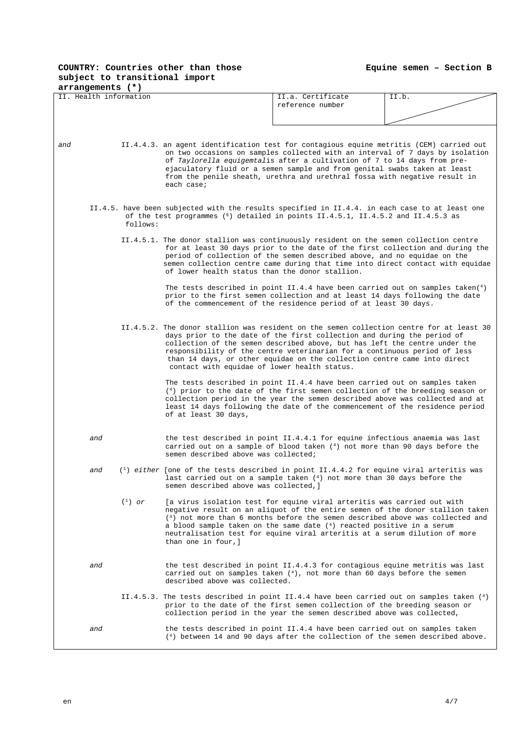**COUNTRY: Countries other than those subject to transitional import arrangements (*)**

**Equine semen – Section B**

| II. Health information | II.a. Certificate reference number | II.b. |
|---|---|---|

*and* II.4.4.3. an agent identification test for contagious equine metritis (CEM) carried out on two occasions on samples collected with an interval of 7 days by isolation of *Taylorella equigemtalis* after a cultivation of 7 to 14 days from pre-ejaculatory fluid or a semen sample and from genital swabs taken at least from the penile sheath, urethra and urethral fossa with negative result in each case;

II.4.5. have been subjected with the results specified in II.4.4. in each case to at least one of the test programmes (6) detailed in points II.4.5.1, II.4.5.2 and II.4.5.3 as follows:

II.4.5.1. The donor stallion was continuously resident on the semen collection centre for at least 30 days prior to the date of the first collection and during the period of collection of the semen described above, and no equidae on the semen collection centre came during that time into direct contact with equidae of lower health status than the donor stallion.

The tests described in point II.4.4 have been carried out on samples taken(4) prior to the first semen collection and at least 14 days following the date of the commencement of the residence period of at least 30 days.

II.4.5.2. The donor stallion was resident on the semen collection centre for at least 30 days prior to the date of the first collection and during the period of collection of the semen described above, but has left the centre under the responsibility of the centre veterinarian for a continuous period of less than 14 days, or other equidae on the collection centre came into direct contact with equidae of lower health status.

The tests described in point II.4.4 have been carried out on samples taken (4) prior to the date of the first semen collection of the breeding season or collection period in the year the semen described above was collected and at least 14 days following the date of the commencement of the residence period of at least 30 days,

*and* the test described in point II.4.4.1 for equine infectious anaemia was last carried out on a sample of blood taken (4) not more than 90 days before the semen described above was collected;

*and* (1) *either* [one of the tests described in point II.4.4.2 for equine viral arteritis was last carried out on a sample taken (4) not more than 30 days before the semen described above was collected,]

(1) *or* [a virus isolation test for equine viral arteritis was carried out with negative result on an aliquot of the entire semen of the donor stallion taken (4) not more than 6 months before the semen described above was collected and a blood sample taken on the same date (4) reacted positive in a serum neutralisation test for equine viral arteritis at a serum dilution of more than one in four,]

*and* the test described in point II.4.4.3 for contagious equine metritis was last carried out on samples taken (4), not more than 60 days before the semen described above was collected.

II.4.5.3. The tests described in point II.4.4 have been carried out on samples taken (4) prior to the date of the first semen collection of the breeding season or collection period in the year the semen described above was collected,

*and* the tests described in point II.4.4 have been carried out on samples taken (4) between 14 and 90 days after the collection of the semen described above.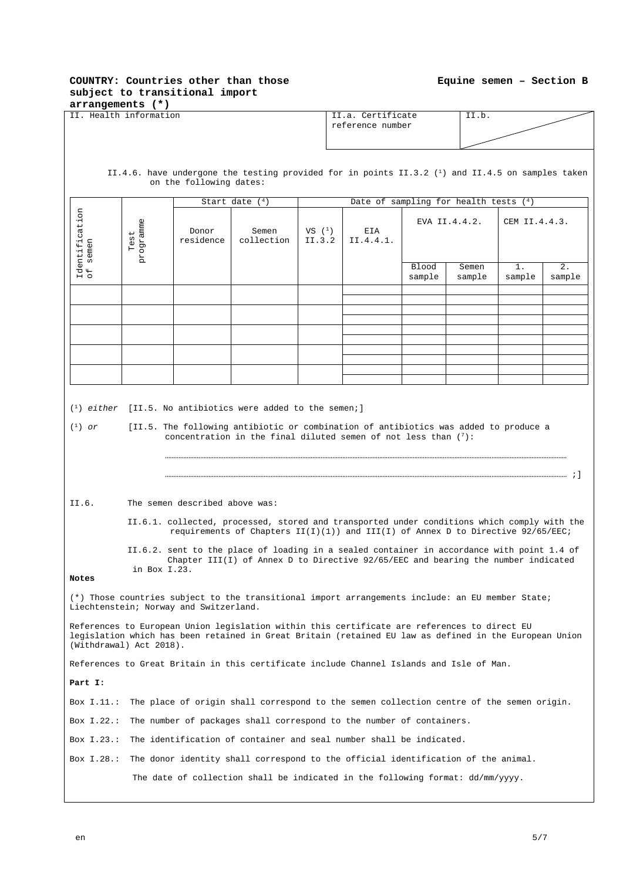**COUNTRY: Countries other than those subject to transitional import arrangements (*)**

**Equine semen – Section B**

| II. Health information | II.a. Certificate reference number | II.b. |
|---|---|---|

II.4.6. have undergone the testing provided for in points II.3.2 ([1]) and II.4.5 on samples taken on the following dates:

| Identification of semen | Test programme | Start date ([4]) | | Date of sampling for health tests ([4]) | | | | | |
|---|---|---|---|---|---|---|---|---|---|
| | | Donor residence | Semen collection | VS ([1]) II.3.2 | EIA II.4.4.1. | EVA II.4.4.2. | | CEM II.4.4.3. | |
| | | | | | | Blood sample | Semen sample | 1. sample | 2. sample |
| | | | | | | | | | |
| | | | | | | | | | |
| | | | | | | | | | |
| | | | | | | | | | |
| | | | | | | | | | |

([1]) *either* [II.5. No antibiotics were added to the semen;]

([1]) *or* [II.5. The following antibiotic or combination of antibiotics was added to produce a concentration in the final diluted semen of not less than ([7]):

……………………………………………………………………………………………………………

…………………………………………………………………………………………………………… ;]

II.6. The semen described above was:

II.6.1. collected, processed, stored and transported under conditions which comply with the requirements of Chapters II(I)(1)) and III(I) of Annex D to Directive 92/65/EEC;

II.6.2. sent to the place of loading in a sealed container in accordance with point 1.4 of Chapter III(I) of Annex D to Directive 92/65/EEC and bearing the number indicated in Box I.23.

**Notes**

(*) Those countries subject to the transitional import arrangements include: an EU member State; Liechtenstein; Norway and Switzerland.

References to European Union legislation within this certificate are references to direct EU legislation which has been retained in Great Britain (retained EU law as defined in the European Union (Withdrawal) Act 2018).

References to Great Britain in this certificate include Channel Islands and Isle of Man.

**Part I:**

Box I.11.: The place of origin shall correspond to the semen collection centre of the semen origin.

Box I.22.: The number of packages shall correspond to the number of containers.

Box I.23.: The identification of container and seal number shall be indicated.

Box I.28.: The donor identity shall correspond to the official identification of the animal.

The date of collection shall be indicated in the following format: dd/mm/yyyy.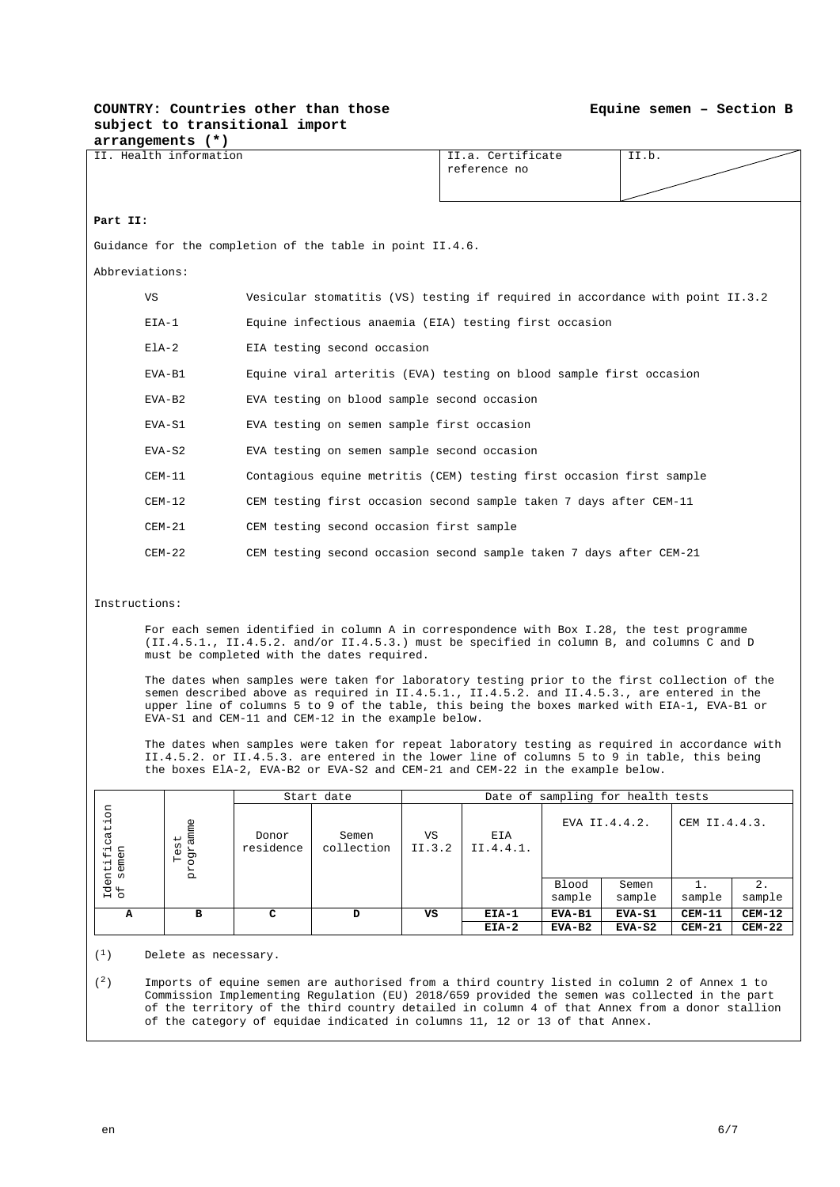**COUNTRY: Countries other than those subject to transitional import arrangements (*)**

**Equine semen – Section B**

| II. Health information | II.a. Certificate reference no | II.b. |
|---|---|---|

**Part II:**

Guidance for the completion of the table in point II.4.6.

Abbreviations:

| | |
|---|---|
| VS | Vesicular stomatitis (VS) testing if required in accordance with point II.3.2 |
| EIA-1 | Equine infectious anaemia (EIA) testing first occasion |
| ElA-2 | EIA testing second occasion |
| EVA-B1 | Equine viral arteritis (EVA) testing on blood sample first occasion |
| EVA-B2 | EVA testing on blood sample second occasion |
| EVA-S1 | EVA testing on semen sample first occasion |
| EVA-S2 | EVA testing on semen sample second occasion |
| CEM-11 | Contagious equine metritis (CEM) testing first occasion first sample |
| CEM-12 | CEM testing first occasion second sample taken 7 days after CEM-11 |
| CEM-21 | CEM testing second occasion first sample |
| CEM-22 | CEM testing second occasion second sample taken 7 days after CEM-21 |

Instructions:

For each semen identified in column A in correspondence with Box I.28, the test programme (II.4.5.1., II.4.5.2. and/or II.4.5.3.) must be specified in column B, and columns C and D must be completed with the dates required.

The dates when samples were taken for laboratory testing prior to the first collection of the semen described above as required in II.4.5.1., II.4.5.2. and II.4.5.3., are entered in the upper line of columns 5 to 9 of the table, this being the boxes marked with EIA-1, EVA-B1 or EVA-S1 and CEM-11 and CEM-12 in the example below.

The dates when samples were taken for repeat laboratory testing as required in accordance with II.4.5.2. or II.4.5.3. are entered in the lower line of columns 5 to 9 in table, this being the boxes ElA-2, EVA-B2 or EVA-S2 and CEM-21 and CEM-22 in the example below.

| Identification of semen | Test programme | Start date | | Date of sampling for health tests | | | | | |
|---|---|---|---|---|---|---|---|---|---|
| | | Donor residence | Semen collection | VS II.3.2 | EIA II.4.4.1. | EVA II.4.4.2. | | CEM II.4.4.3. | |
| | | | | | | Blood sample | Semen sample | 1. sample | 2. sample |
| **A** | **B** | **C** | **D** | **VS** | **EIA-1** | **EVA-B1** | **EVA-S1** | **CEM-11** | **CEM-12** |
| | | | | | **EIA-2** | **EVA-B2** | **EVA-S2** | **CEM-21** | **CEM-22** |

(1) Delete as necessary.

(2) Imports of equine semen are authorised from a third country listed in column 2 of Annex 1 to Commission Implementing Regulation (EU) 2018/659 provided the semen was collected in the part of the territory of the third country detailed in column 4 of that Annex from a donor stallion of the category of equidae indicated in columns 11, 12 or 13 of that Annex.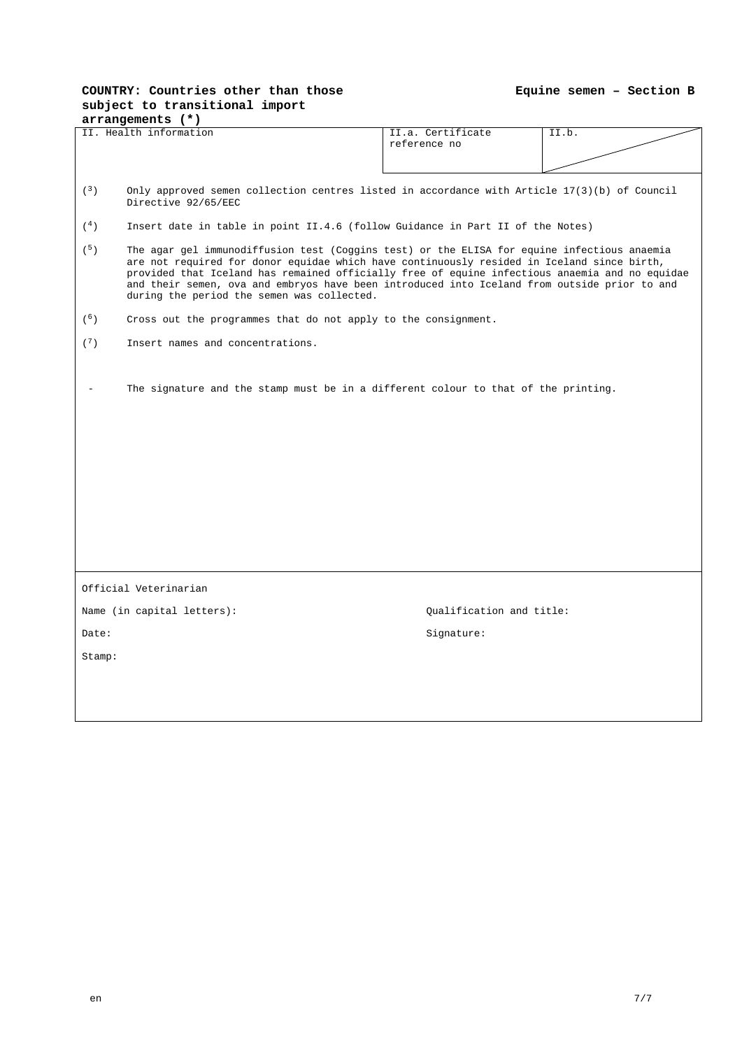**COUNTRY: Countries other than those subject to transitional import arrangements (*)**

**Equine semen – Section B**

| II. Health information | II.a. Certificate reference no | II.b. |
|---|---|---|

(3) Only approved semen collection centres listed in accordance with Article 17(3)(b) of Council Directive 92/65/EEC

(4) Insert date in table in point II.4.6 (follow Guidance in Part II of the Notes)

(5) The agar gel immunodiffusion test (Coggins test) or the ELISA for equine infectious anaemia are not required for donor equidae which have continuously resided in Iceland since birth, provided that Iceland has remained officially free of equine infectious anaemia and no equidae and their semen, ova and embryos have been introduced into Iceland from outside prior to and during the period the semen was collected.

(6) Cross out the programmes that do not apply to the consignment.

(7) Insert names and concentrations.

- The signature and the stamp must be in a different colour to that of the printing.

Official Veterinarian

Name (in capital letters):

Qualification and title:

Date:

Signature:

Stamp: